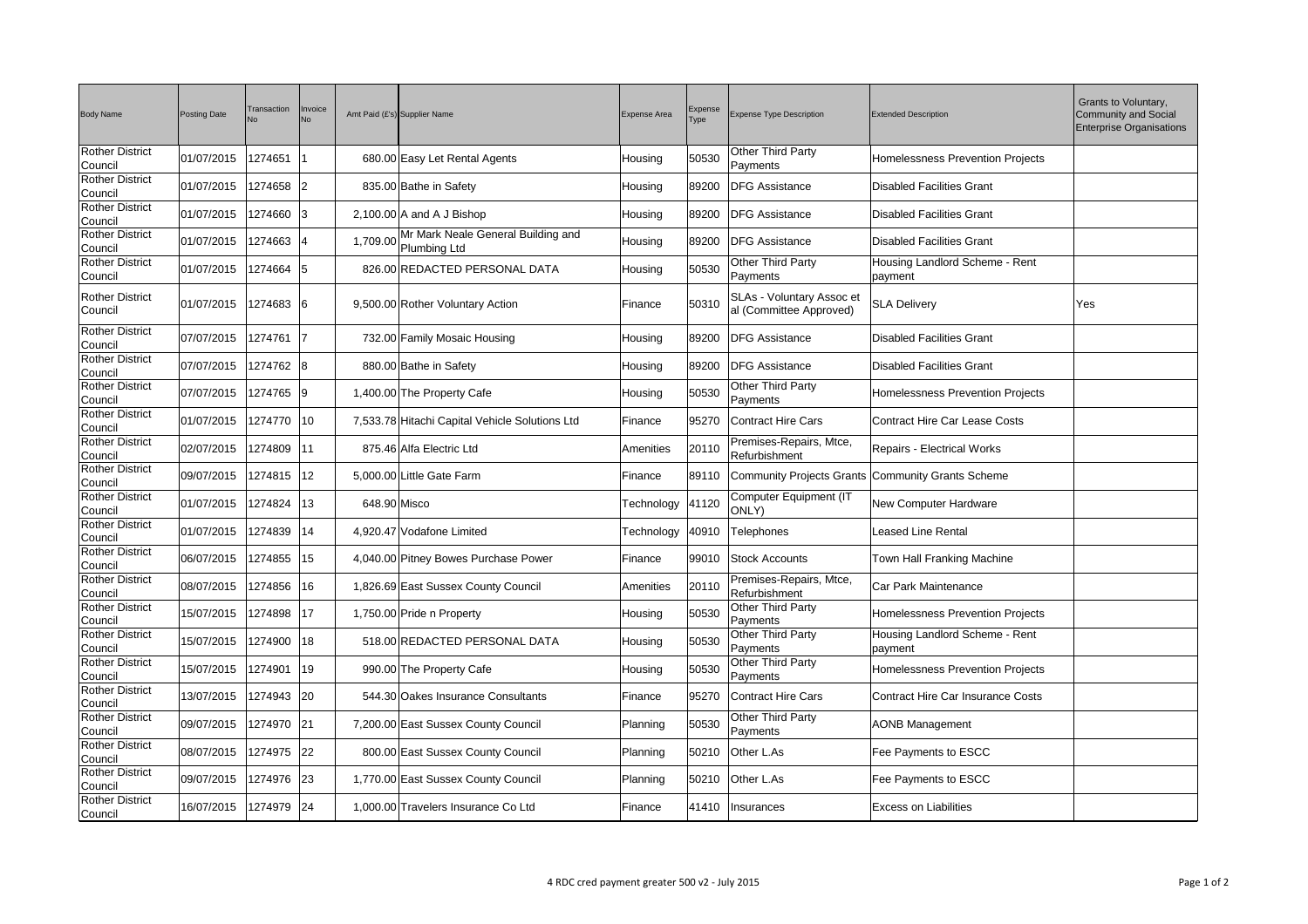| Body Name | Posting Date | Transaction No | Invoice No | Amt Paid (£'s) | Supplier Name | Expense Area | Expense Type | Expense Type Description | Extended Description | Grants to Voluntary, Community and Social Enterprise Organisations |
|---|---|---|---|---|---|---|---|---|---|---|
| Rother District Council | 01/07/2015 | 1274651 | 1 | 680.00 | Easy Let Rental Agents | Housing | 50530 | Other Third Party Payments | Homelessness Prevention Projects | |
| Rother District Council | 01/07/2015 | 1274658 | 2 | 835.00 | Bathe in Safety | Housing | 89200 | DFG Assistance | Disabled Facilities Grant | |
| Rother District Council | 01/07/2015 | 1274660 | 3 | 2,100.00 | A and A J Bishop | Housing | 89200 | DFG Assistance | Disabled Facilities Grant | |
| Rother District Council | 01/07/2015 | 1274663 | 4 | 1,709.00 | Mr Mark Neale General Building and Plumbing Ltd | Housing | 89200 | DFG Assistance | Disabled Facilities Grant | |
| Rother District Council | 01/07/2015 | 1274664 | 5 | 826.00 | REDACTED PERSONAL DATA | Housing | 50530 | Other Third Party Payments | Housing Landlord Scheme - Rent payment | |
| Rother District Council | 01/07/2015 | 1274683 | 6 | 9,500.00 | Rother Voluntary Action | Finance | 50310 | SLAs - Voluntary Assoc et al (Committee Approved) | SLA Delivery | Yes |
| Rother District Council | 07/07/2015 | 1274761 | 7 | 732.00 | Family Mosaic Housing | Housing | 89200 | DFG Assistance | Disabled Facilities Grant | |
| Rother District Council | 07/07/2015 | 1274762 | 8 | 880.00 | Bathe in Safety | Housing | 89200 | DFG Assistance | Disabled Facilities Grant | |
| Rother District Council | 07/07/2015 | 1274765 | 9 | 1,400.00 | The Property Cafe | Housing | 50530 | Other Third Party Payments | Homelessness Prevention Projects | |
| Rother District Council | 01/07/2015 | 1274770 | 10 | 7,533.78 | Hitachi Capital Vehicle Solutions Ltd | Finance | 95270 | Contract Hire Cars | Contract Hire Car Lease Costs | |
| Rother District Council | 02/07/2015 | 1274809 | 11 | 875.46 | Alfa Electric Ltd | Amenities | 20110 | Premises-Repairs, Mtce, Refurbishment | Repairs - Electrical Works | |
| Rother District Council | 09/07/2015 | 1274815 | 12 | 5,000.00 | Little Gate Farm | Finance | 89110 | Community Projects Grants | Community Grants Scheme | |
| Rother District Council | 01/07/2015 | 1274824 | 13 | 648.90 | Misco | Technology | 41120 | Computer Equipment (IT ONLY) | New Computer Hardware | |
| Rother District Council | 01/07/2015 | 1274839 | 14 | 4,920.47 | Vodafone Limited | Technology | 40910 | Telephones | Leased Line Rental | |
| Rother District Council | 06/07/2015 | 1274855 | 15 | 4,040.00 | Pitney Bowes Purchase Power | Finance | 99010 | Stock Accounts | Town Hall Franking Machine | |
| Rother District Council | 08/07/2015 | 1274856 | 16 | 1,826.69 | East Sussex County Council | Amenities | 20110 | Premises-Repairs, Mtce, Refurbishment | Car Park Maintenance | |
| Rother District Council | 15/07/2015 | 1274898 | 17 | 1,750.00 | Pride n Property | Housing | 50530 | Other Third Party Payments | Homelessness Prevention Projects | |
| Rother District Council | 15/07/2015 | 1274900 | 18 | 518.00 | REDACTED PERSONAL DATA | Housing | 50530 | Other Third Party Payments | Housing Landlord Scheme - Rent payment | |
| Rother District Council | 15/07/2015 | 1274901 | 19 | 990.00 | The Property Cafe | Housing | 50530 | Other Third Party Payments | Homelessness Prevention Projects | |
| Rother District Council | 13/07/2015 | 1274943 | 20 | 544.30 | Oakes Insurance Consultants | Finance | 95270 | Contract Hire Cars | Contract Hire Car Insurance Costs | |
| Rother District Council | 09/07/2015 | 1274970 | 21 | 7,200.00 | East Sussex County Council | Planning | 50530 | Other Third Party Payments | AONB Management | |
| Rother District Council | 08/07/2015 | 1274975 | 22 | 800.00 | East Sussex County Council | Planning | 50210 | Other L.As | Fee Payments to ESCC | |
| Rother District Council | 09/07/2015 | 1274976 | 23 | 1,770.00 | East Sussex County Council | Planning | 50210 | Other L.As | Fee Payments to ESCC | |
| Rother District Council | 16/07/2015 | 1274979 | 24 | 1,000.00 | Travelers Insurance Co Ltd | Finance | 41410 | Insurances | Excess on Liabilities | |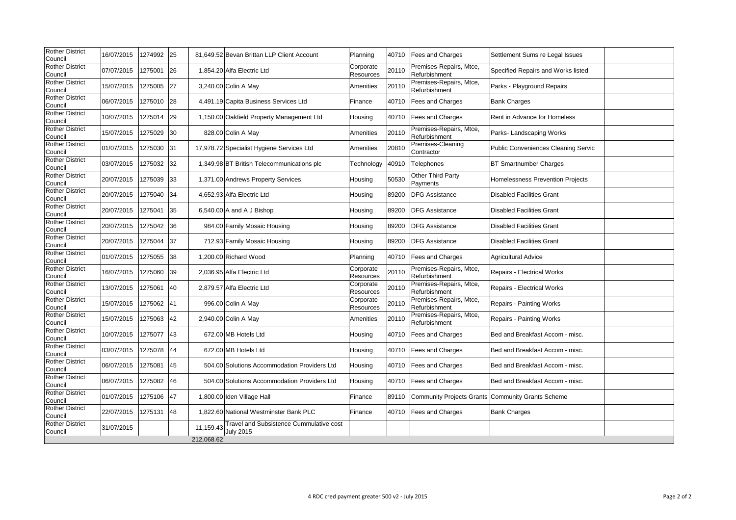| | | | | | | | | | | |
|---|---|---|---|---|---|---|---|---|---|---|
| Rother District Council | 16/07/2015 | 1274992 | 25 | 81,649.52 | Bevan Brittan LLP Client Account | Planning | 40710 | Fees and Charges | Settlement Sums re Legal Issues | |
| Rother District Council | 07/07/2015 | 1275001 | 26 | 1,854.20 | Alfa Electric Ltd | Corporate Resources | 20110 | Premises-Repairs, Mtce, Refurbishment | Specified Repairs and Works listed | |
| Rother District Council | 15/07/2015 | 1275005 | 27 | 3,240.00 | Colin A May | Amenities | 20110 | Premises-Repairs, Mtce, Refurbishment | Parks - Playground Repairs | |
| Rother District Council | 06/07/2015 | 1275010 | 28 | 4,491.19 | Capita Business Services Ltd | Finance | 40710 | Fees and Charges | Bank Charges | |
| Rother District Council | 10/07/2015 | 1275014 | 29 | 1,150.00 | Oakfield Property Management Ltd | Housing | 40710 | Fees and Charges | Rent in Advance for Homeless | |
| Rother District Council | 15/07/2015 | 1275029 | 30 | 828.00 | Colin A May | Amenities | 20110 | Premises-Repairs, Mtce, Refurbishment | Parks- Landscaping Works | |
| Rother District Council | 01/07/2015 | 1275030 | 31 | 17,978.72 | Specialist Hygiene Services Ltd | Amenities | 20810 | Premises-Cleaning Contractor | Public Conveniences Cleaning Servic | |
| Rother District Council | 03/07/2015 | 1275032 | 32 | 1,349.98 | BT British Telecommunications plc | Technology | 40910 | Telephones | BT Smartnumber Charges | |
| Rother District Council | 20/07/2015 | 1275039 | 33 | 1,371.00 | Andrews Property Services | Housing | 50530 | Other Third Party Payments | Homelessness Prevention Projects | |
| Rother District Council | 20/07/2015 | 1275040 | 34 | 4,652.93 | Alfa Electric Ltd | Housing | 89200 | DFG Assistance | Disabled Facilities Grant | |
| Rother District Council | 20/07/2015 | 1275041 | 35 | 6,540.00 | A and A J Bishop | Housing | 89200 | DFG Assistance | Disabled Facilities Grant | |
| Rother District Council | 20/07/2015 | 1275042 | 36 | 984.00 | Family Mosaic Housing | Housing | 89200 | DFG Assistance | Disabled Facilities Grant | |
| Rother District Council | 20/07/2015 | 1275044 | 37 | 712.93 | Family Mosaic Housing | Housing | 89200 | DFG Assistance | Disabled Facilities Grant | |
| Rother District Council | 01/07/2015 | 1275055 | 38 | 1,200.00 | Richard Wood | Planning | 40710 | Fees and Charges | Agricultural Advice | |
| Rother District Council | 16/07/2015 | 1275060 | 39 | 2,036.95 | Alfa Electric Ltd | Corporate Resources | 20110 | Premises-Repairs, Mtce, Refurbishment | Repairs - Electrical Works | |
| Rother District Council | 13/07/2015 | 1275061 | 40 | 2,879.57 | Alfa Electric Ltd | Corporate Resources | 20110 | Premises-Repairs, Mtce, Refurbishment | Repairs - Electrical Works | |
| Rother District Council | 15/07/2015 | 1275062 | 41 | 996.00 | Colin A May | Corporate Resources | 20110 | Premises-Repairs, Mtce, Refurbishment | Repairs - Painting Works | |
| Rother District Council | 15/07/2015 | 1275063 | 42 | 2,940.00 | Colin A May | Amenities | 20110 | Premises-Repairs, Mtce, Refurbishment | Repairs - Painting Works | |
| Rother District Council | 10/07/2015 | 1275077 | 43 | 672.00 | MB Hotels Ltd | Housing | 40710 | Fees and Charges | Bed and Breakfast Accom - misc. | |
| Rother District Council | 03/07/2015 | 1275078 | 44 | 672.00 | MB Hotels Ltd | Housing | 40710 | Fees and Charges | Bed and Breakfast Accom - misc. | |
| Rother District Council | 06/07/2015 | 1275081 | 45 | 504.00 | Solutions Accommodation Providers Ltd | Housing | 40710 | Fees and Charges | Bed and Breakfast Accom - misc. | |
| Rother District Council | 06/07/2015 | 1275082 | 46 | 504.00 | Solutions Accommodation Providers Ltd | Housing | 40710 | Fees and Charges | Bed and Breakfast Accom - misc. | |
| Rother District Council | 01/07/2015 | 1275106 | 47 | 1,800.00 | Iden Village Hall | Finance | 89110 | Community Projects Grants | Community Grants Scheme | |
| Rother District Council | 22/07/2015 | 1275131 | 48 | 1,822.60 | National Westminster Bank PLC | Finance | 40710 | Fees and Charges | Bank Charges | |
| Rother District Council | 31/07/2015 | | | 11,159.43 | Travel and Subsistence Cummulative cost July 2015 | | | | | |
| | | | | 212,068.62 | | | | | | |